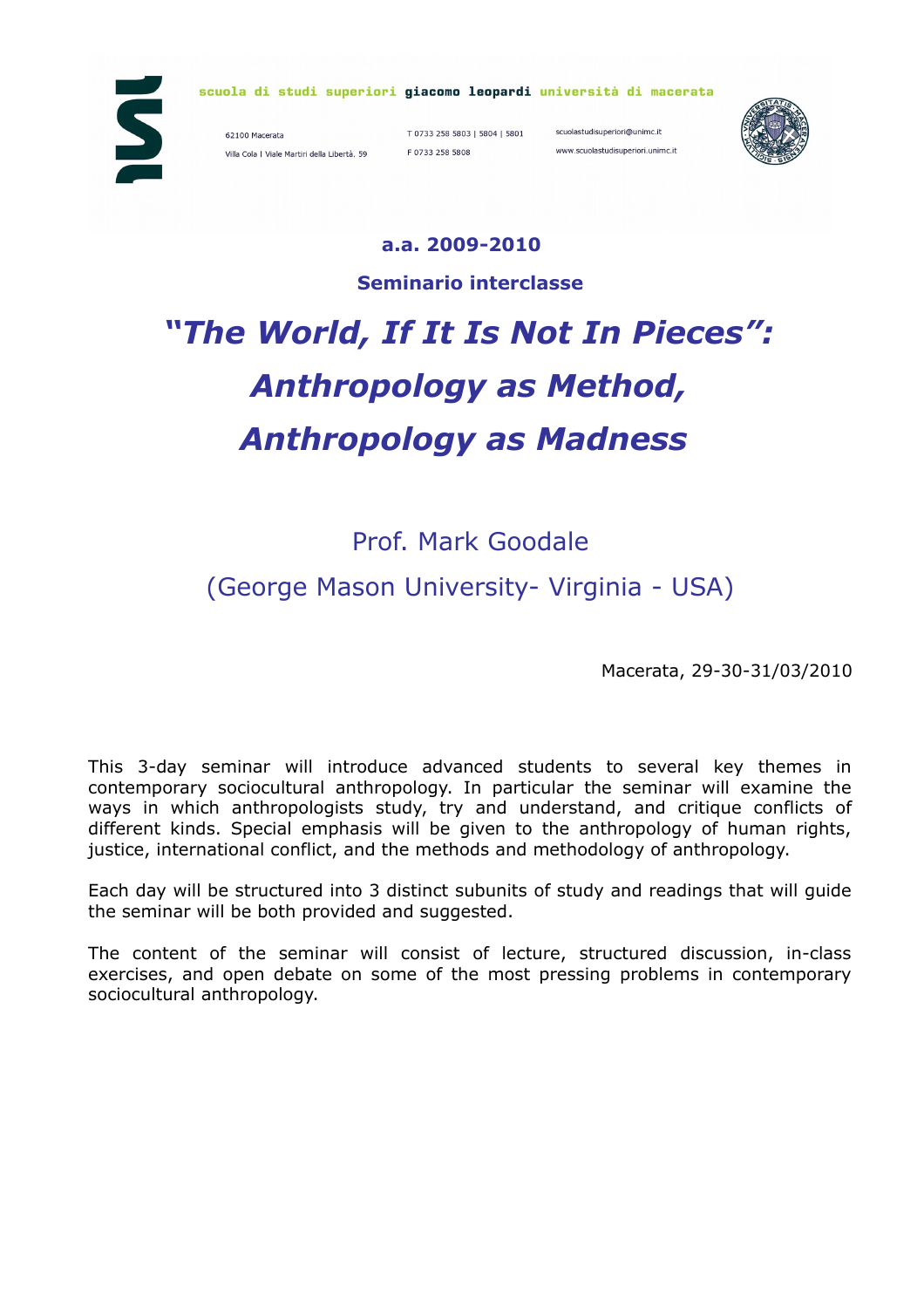scuola di studi superiori **giacomo leopardi** università di macerata

62100 Macerata
Villa Cola | Viale Martiri della Libertà, 59

T 0733 258 5803 | 5804 | 5801
F 0733 258 5808

scuolastudisuperiori@unimc.it
www.scuolastudisuperiori.unimc.it

**a.a. 2009-2010**

**Seminario interclasse**

# *"The World, If It Is Not In Pieces": Anthropology as Method, Anthropology as Madness*

Prof. Mark Goodale

(George Mason University- Virginia - USA)

Macerata, 29-30-31/03/2010

This 3-day seminar will introduce advanced students to several key themes in contemporary sociocultural anthropology. In particular the seminar will examine the ways in which anthropologists study, try and understand, and critique conflicts of different kinds. Special emphasis will be given to the anthropology of human rights, justice, international conflict, and the methods and methodology of anthropology.

Each day will be structured into 3 distinct subunits of study and readings that will guide the seminar will be both provided and suggested.

The content of the seminar will consist of lecture, structured discussion, in-class exercises, and open debate on some of the most pressing problems in contemporary sociocultural anthropology.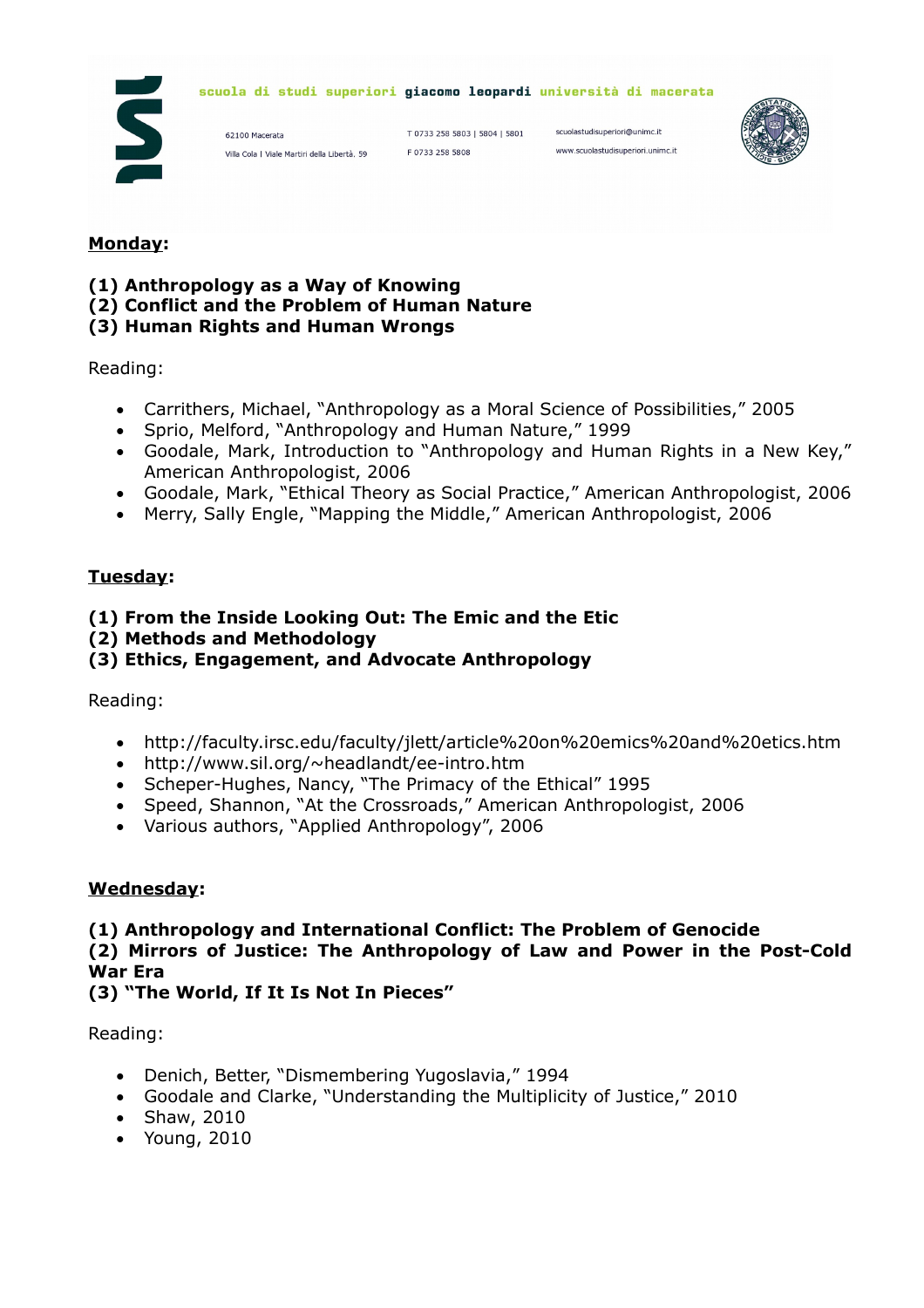**Monday:**

**(1) Anthropology as a Way of Knowing**
**(2) Conflict and the Problem of Human Nature**
**(3) Human Rights and Human Wrongs**

Reading:

- Carrithers, Michael, "Anthropology as a Moral Science of Possibilities," 2005
- Sprio, Melford, "Anthropology and Human Nature," 1999
- Goodale, Mark, Introduction to "Anthropology and Human Rights in a New Key," American Anthropologist, 2006
- Goodale, Mark, "Ethical Theory as Social Practice," American Anthropologist, 2006
- Merry, Sally Engle, "Mapping the Middle," American Anthropologist, 2006

**Tuesday:**

**(1) From the Inside Looking Out: The Emic and the Etic**
**(2) Methods and Methodology**
**(3) Ethics, Engagement, and Advocate Anthropology**

Reading:

- http://faculty.irsc.edu/faculty/jlett/article%20on%20emics%20and%20etics.htm
- http://www.sil.org/~headlandt/ee-intro.htm
- Scheper-Hughes, Nancy, "The Primacy of the Ethical" 1995
- Speed, Shannon, "At the Crossroads," American Anthropologist, 2006
- Various authors, "Applied Anthropology", 2006

**Wednesday:**

**(1) Anthropology and International Conflict: The Problem of Genocide**
**(2) Mirrors of Justice: The Anthropology of Law and Power in the Post-Cold War Era**
**(3) "The World, If It Is Not In Pieces"**

Reading:

- Denich, Better, "Dismembering Yugoslavia," 1994
- Goodale and Clarke, "Understanding the Multiplicity of Justice," 2010
- Shaw, 2010
- Young, 2010